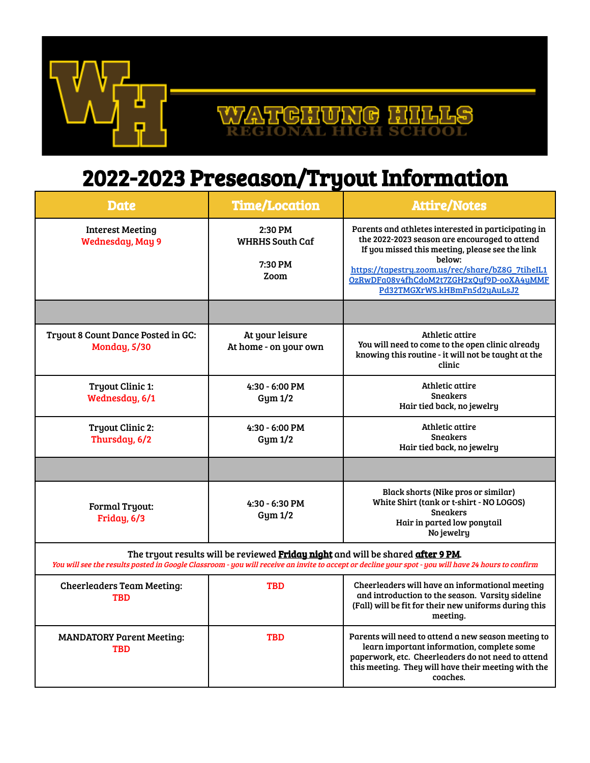WATCHUNG HILLS REGIONAL HIGH SCHOOL

# 2022-2023 Preseason/Tryout Information

| Date | Time/Location | Attire/Notes |
| --- | --- | --- |
| Interest Meeting<br>Wednesday, May 9 | 2:30 PM<br>WHRHS South Caf<br><br>7:30 PM<br>Zoom | Parents and athletes interested in participating in the 2022-2023 season are encouraged to attend<br>If you missed this meeting, please see the link below:<br>https://tapestry.zoom.us/rec/share/bZ8G_7tiheIL1OzRwDFa08v4fhCdoM2t7ZGH2xQuf9D-ooXA4yMMFPd32TMGXrWS.kHBmFn5d2yAuLsJ2 |
| | | |
| Tryout 8 Count Dance Posted in GC:<br>Monday, 5/30 | At your leisure<br>At home - on your own | Athletic attire<br>You will need to come to the open clinic already knowing this routine - it will not be taught at the clinic |
| Tryout Clinic 1:<br>Wednesday, 6/1 | 4:30 - 6:00 PM<br>Gym 1/2 | Athletic attire<br>Sneakers<br>Hair tied back, no jewelry |
| Tryout Clinic 2:<br>Thursday, 6/2 | 4:30 - 6:00 PM<br>Gym 1/2 | Athletic attire<br>Sneakers<br>Hair tied back, no jewelry |
| | | |
| Formal Tryout:<br>Friday, 6/3 | 4:30 - 6:30 PM<br>Gym 1/2 | Black shorts (Nike pros or similar)<br>White Shirt (tank or t-shirt - NO LOGOS)<br>Sneakers<br>Hair in parted low ponytail<br>No jewelry |
| The tryout results will be reviewed **Friday night** and will be shared **after 9 PM**.<br>*You will see the results posted in Google Classroom - you will receive an invite to accept or decline your spot - you will have 24 hours to confirm* | | |
| Cheerleaders Team Meeting:<br>TBD | TBD | Cheerleaders will have an informational meeting and introduction to the season. Varsity sideline (Fall) will be fit for their new uniforms during this meeting. |
| MANDATORY Parent Meeting:<br>TBD | TBD | Parents will need to attend a new season meeting to learn important information, complete some paperwork, etc. Cheerleaders do not need to attend this meeting. They will have their meeting with the coaches. |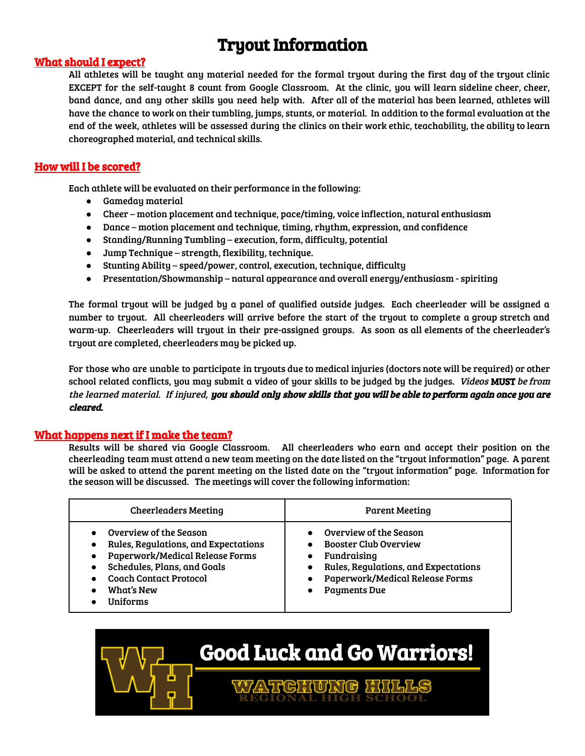# Tryout Information

## What should I expect?

All athletes will be taught any material needed for the formal tryout during the first day of the tryout clinic EXCEPT for the self-taught 8 count from Google Classroom. At the clinic, you will learn sideline cheer, cheer, band dance, and any other skills you need help with. After all of the material has been learned, athletes will have the chance to work on their tumbling, jumps, stunts, or material. In addition to the formal evaluation at the end of the week, athletes will be assessed during the clinics on their work ethic, teachability, the ability to learn choreographed material, and technical skills.

## How will I be scored?

Each athlete will be evaluated on their performance in the following:

- Gameday material
- Cheer – motion placement and technique, pace/timing, voice inflection, natural enthusiasm
- Dance – motion placement and technique, timing, rhythm, expression, and confidence
- Standing/Running Tumbling – execution, form, difficulty, potential
- Jump Technique – strength, flexibility, technique.
- Stunting Ability – speed/power, control, execution, technique, difficulty
- Presentation/Showmanship – natural appearance and overall energy/enthusiasm - spiriting

The formal tryout will be judged by a panel of qualified outside judges. Each cheerleader will be assigned a number to tryout. All cheerleaders will arrive before the start of the tryout to complete a group stretch and warm-up. Cheerleaders will tryout in their pre-assigned groups. As soon as all elements of the cheerleader's tryout are completed, cheerleaders may be picked up.

For those who are unable to participate in tryouts due to medical injuries (doctors note will be required) or other school related conflicts, you may submit a video of your skills to be judged by the judges. *Videos* **MUST** *be from the learned material. If injured,* ***you should only show skills that you will be able to perform again once you are cleared.***

## What happens next if I make the team?

Results will be shared via Google Classroom. All cheerleaders who earn and accept their position on the cheerleading team must attend a new team meeting on the date listed on the "tryout information" page. A parent will be asked to attend the parent meeting on the listed date on the "tryout information" page. Information for the season will be discussed. The meetings will cover the following information:

| Cheerleaders Meeting | Parent Meeting |
|---|---|
| • Overview of the Season<br>• Rules, Regulations, and Expectations<br>• Paperwork/Medical Release Forms<br>• Schedules, Plans, and Goals<br>• Coach Contact Protocol<br>• What's New<br>• Uniforms | • Overview of the Season<br>• Booster Club Overview<br>• Fundraising<br>• Rules, Regulations, and Expectations<br>• Paperwork/Medical Release Forms<br>• Payments Due |

**Good Luck and Go Warriors!**

WATCHUNG HILLS REGIONAL HIGH SCHOOL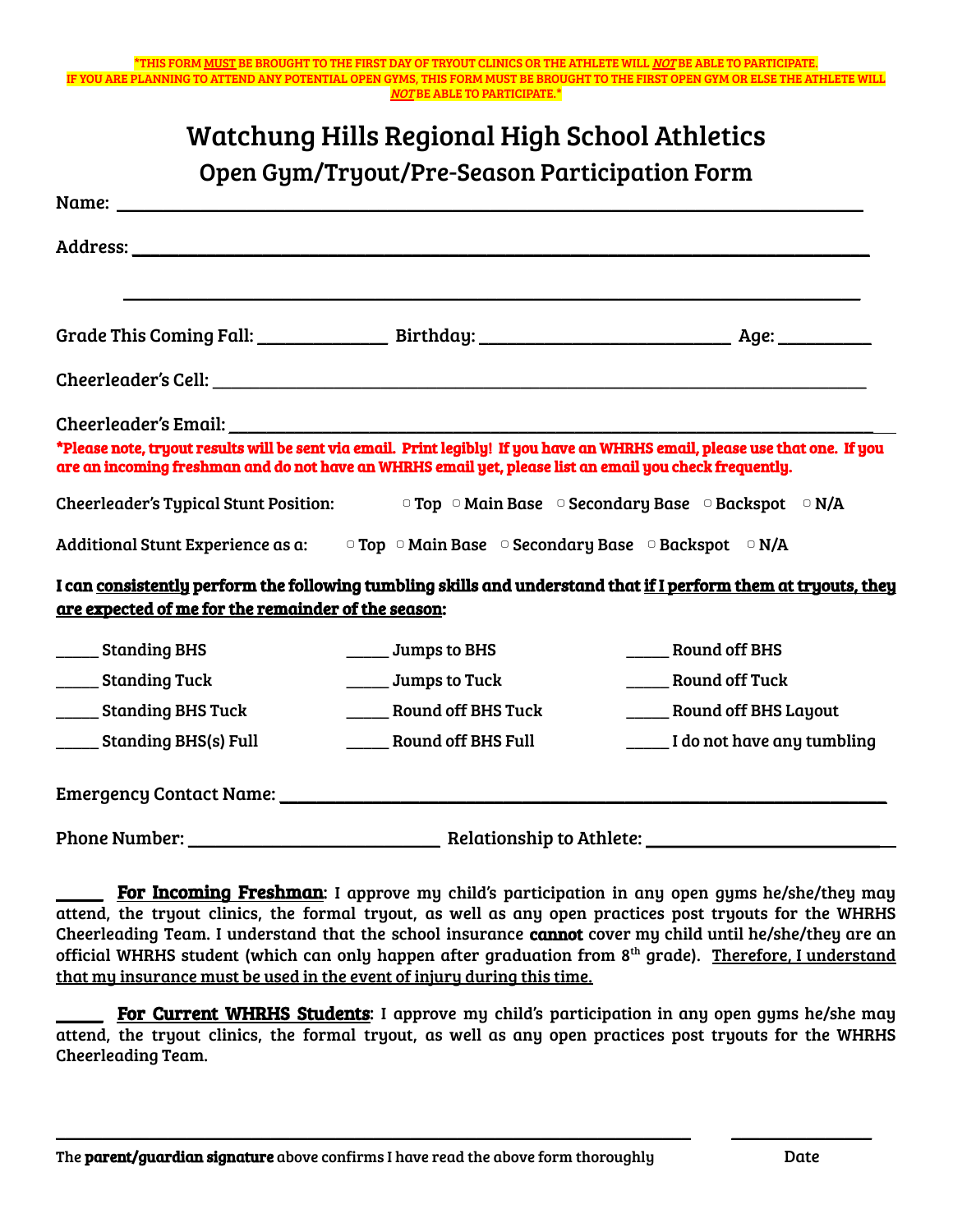**\*THIS FORM <u>MUST</u> BE BROUGHT TO THE FIRST DAY OF TRYOUT CLINICS OR THE ATHLETE WILL *<u>NOT</u>* BE ABLE TO PARTICIPATE.**
**IF YOU ARE PLANNING TO ATTEND ANY POTENTIAL OPEN GYMS, THIS FORM MUST BE BROUGHT TO THE FIRST OPEN GYM OR ELSE THE ATHLETE WILL *<u>NOT</u>* BE ABLE TO PARTICIPATE.\***

# Watchung Hills Regional High School Athletics

## Open Gym/Tryout/Pre-Season Participation Form

Name: ______________________________________________________________________

Address: ____________________________________________________________________

____________________________________________________________________________

Grade This Coming Fall: ______________ Birthday: ___________________________ Age: __________

Cheerleader's Cell: ____________________________________________________________

Cheerleader's Email: ___________________________________________________________

**\*Please note, tryout results will be sent via email. Print legibly! If you have an WHRHS email, please use that one. If you are an incoming freshman and do not have an WHRHS email yet, please list an email you check frequently.**

Cheerleader's Typical Stunt Position: ▢ Top ▢ Main Base ▢ Secondary Base ▢ Backspot ▢ N/A

Additional Stunt Experience as a: ▢ Top ▢ Main Base ▢ Secondary Base ▢ Backspot ▢ N/A

**I can <u>consistently</u> perform the following tumbling skills and understand that <u>if I perform them at tryouts, they are expected of me for the remainder of the season</u>:**

_____ Standing BHS

_____ Standing Tuck

_____ Standing BHS Tuck

_____ Standing BHS(s) Full

_____ Jumps to BHS

_____ Jumps to Tuck

_____ Round off BHS Tuck

_____ Round off BHS Full

_____ Round off BHS

_____ Round off Tuck

_____ Round off BHS Layout

_____ I do not have any tumbling

Emergency Contact Name: _______________________________________________________

Phone Number: ___________________________ Relationship to Athlete: _________________________

_____ **<u>For Incoming Freshman</u>**: I approve my child's participation in any open gyms he/she/they may attend, the tryout clinics, the formal tryout, as well as any open practices post tryouts for the WHRHS Cheerleading Team. I understand that the school insurance **cannot** cover my child until he/she/they are an official WHRHS student (which can only happen after graduation from 8th grade). <u>Therefore, I understand that my insurance must be used in the event of injury during this time.</u>

_____ **<u>For Current WHRHS Students</u>**: I approve my child's participation in any open gyms he/she may attend, the tryout clinics, the formal tryout, as well as any open practices post tryouts for the WHRHS Cheerleading Team.

______________________________________________________________________ _______________

The **parent/guardian signature** above confirms I have read the above form thoroughly Date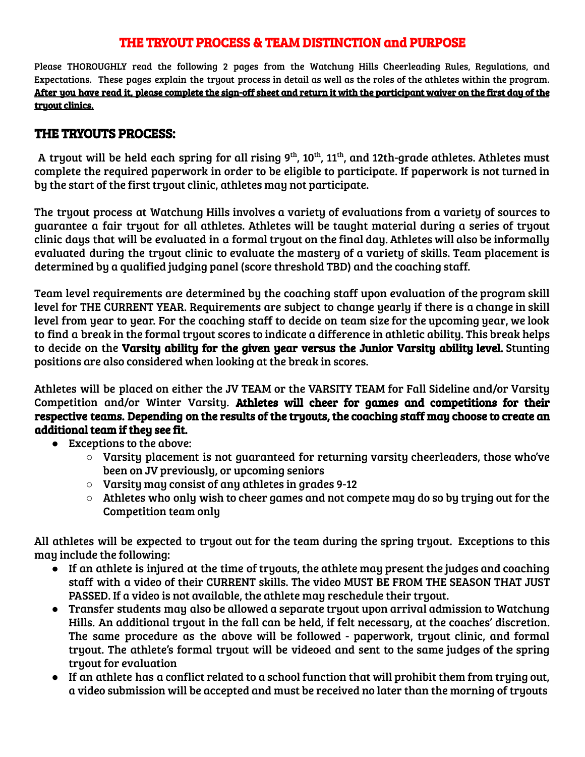# THE TRYOUT PROCESS & TEAM DISTINCTION and PURPOSE

Please THOROUGHLY read the following 2 pages from the Watchung Hills Cheerleading Rules, Regulations, and Expectations. These pages explain the tryout process in detail as well as the roles of the athletes within the program. **After you have read it, please complete the sign-off sheet and return it with the participant waiver on the first day of the tryout clinics.**

## THE TRYOUTS PROCESS:

A tryout will be held each spring for all rising 9th, 10th, 11th, and 12th-grade athletes. Athletes must complete the required paperwork in order to be eligible to participate. If paperwork is not turned in by the start of the first tryout clinic, athletes may not participate.

The tryout process at Watchung Hills involves a variety of evaluations from a variety of sources to guarantee a fair tryout for all athletes. Athletes will be taught material during a series of tryout clinic days that will be evaluated in a formal tryout on the final day. Athletes will also be informally evaluated during the tryout clinic to evaluate the mastery of a variety of skills. Team placement is determined by a qualified judging panel (score threshold TBD) and the coaching staff.

Team level requirements are determined by the coaching staff upon evaluation of the program skill level for THE CURRENT YEAR. Requirements are subject to change yearly if there is a change in skill level from year to year. For the coaching staff to decide on team size for the upcoming year, we look to find a break in the formal tryout scores to indicate a difference in athletic ability. This break helps to decide on the **Varsity ability for the given year versus the Junior Varsity ability level.** Stunting positions are also considered when looking at the break in scores.

Athletes will be placed on either the JV TEAM or the VARSITY TEAM for Fall Sideline and/or Varsity Competition and/or Winter Varsity. **Athletes will cheer for games and competitions for their respective teams. Depending on the results of the tryouts, the coaching staff may choose to create an additional team if they see fit.**

- Exceptions to the above:
  - Varsity placement is not guaranteed for returning varsity cheerleaders, those who've been on JV previously, or upcoming seniors
  - Varsity may consist of any athletes in grades 9-12
  - Athletes who only wish to cheer games and not compete may do so by trying out for the Competition team only

All athletes will be expected to tryout out for the team during the spring tryout. Exceptions to this may include the following:

- If an athlete is injured at the time of tryouts, the athlete may present the judges and coaching staff with a video of their CURRENT skills. The video MUST BE FROM THE SEASON THAT JUST PASSED. If a video is not available, the athlete may reschedule their tryout.
- Transfer students may also be allowed a separate tryout upon arrival admission to Watchung Hills. An additional tryout in the fall can be held, if felt necessary, at the coaches' discretion. The same procedure as the above will be followed - paperwork, tryout clinic, and formal tryout. The athlete's formal tryout will be videoed and sent to the same judges of the spring tryout for evaluation
- If an athlete has a conflict related to a school function that will prohibit them from trying out, a video submission will be accepted and must be received no later than the morning of tryouts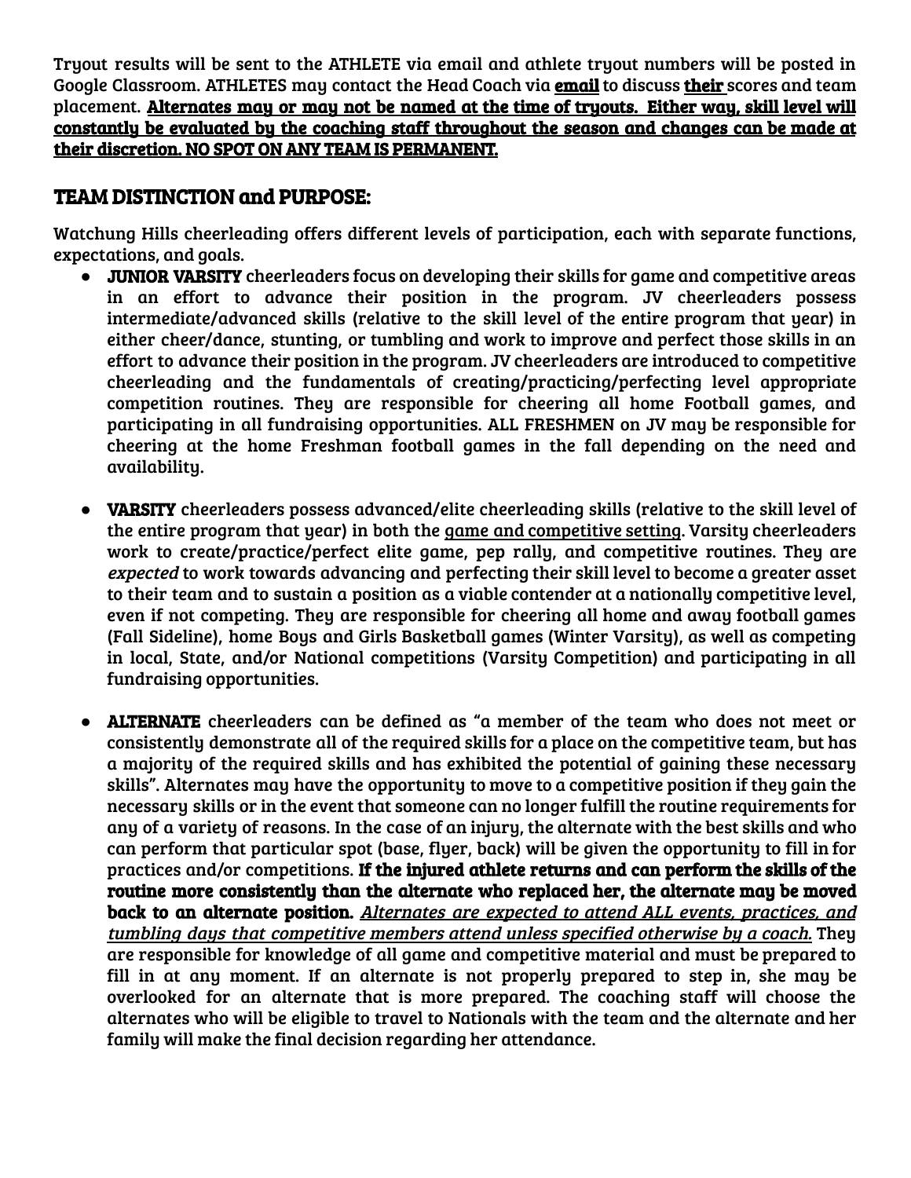Tryout results will be sent to the ATHLETE via email and athlete tryout numbers will be posted in Google Classroom. ATHLETES may contact the Head Coach via **email** to discuss **their** scores and team placement. **Alternates may or may not be named at the time of tryouts. Either way, skill level will constantly be evaluated by the coaching staff throughout the season and changes can be made at their discretion. NO SPOT ON ANY TEAM IS PERMANENT.**

## TEAM DISTINCTION and PURPOSE:

Watchung Hills cheerleading offers different levels of participation, each with separate functions, expectations, and goals.

- **JUNIOR VARSITY** cheerleaders focus on developing their skills for game and competitive areas in an effort to advance their position in the program. JV cheerleaders possess intermediate/advanced skills (relative to the skill level of the entire program that year) in either cheer/dance, stunting, or tumbling and work to improve and perfect those skills in an effort to advance their position in the program. JV cheerleaders are introduced to competitive cheerleading and the fundamentals of creating/practicing/perfecting level appropriate competition routines. They are responsible for cheering all home Football games, and participating in all fundraising opportunities. ALL FRESHMEN on JV may be responsible for cheering at the home Freshman football games in the fall depending on the need and availability.

- **VARSITY** cheerleaders possess advanced/elite cheerleading skills (relative to the skill level of the entire program that year) in both the game and competitive setting. Varsity cheerleaders work to create/practice/perfect elite game, pep rally, and competitive routines. They are *expected* to work towards advancing and perfecting their skill level to become a greater asset to their team and to sustain a position as a viable contender at a nationally competitive level, even if not competing. They are responsible for cheering all home and away football games (Fall Sideline), home Boys and Girls Basketball games (Winter Varsity), as well as competing in local, State, and/or National competitions (Varsity Competition) and participating in all fundraising opportunities.

- **ALTERNATE** cheerleaders can be defined as "a member of the team who does not meet or consistently demonstrate all of the required skills for a place on the competitive team, but has a majority of the required skills and has exhibited the potential of gaining these necessary skills". Alternates may have the opportunity to move to a competitive position if they gain the necessary skills or in the event that someone can no longer fulfill the routine requirements for any of a variety of reasons. In the case of an injury, the alternate with the best skills and who can perform that particular spot (base, flyer, back) will be given the opportunity to fill in for practices and/or competitions. **If the injured athlete returns and can perform the skills of the routine more consistently than the alternate who replaced her, the alternate may be moved back to an alternate position.** *Alternates are expected to attend ALL events, practices, and tumbling days that competitive members attend unless specified otherwise by a coach.* They are responsible for knowledge of all game and competitive material and must be prepared to fill in at any moment. If an alternate is not properly prepared to step in, she may be overlooked for an alternate that is more prepared. The coaching staff will choose the alternates who will be eligible to travel to Nationals with the team and the alternate and her family will make the final decision regarding her attendance.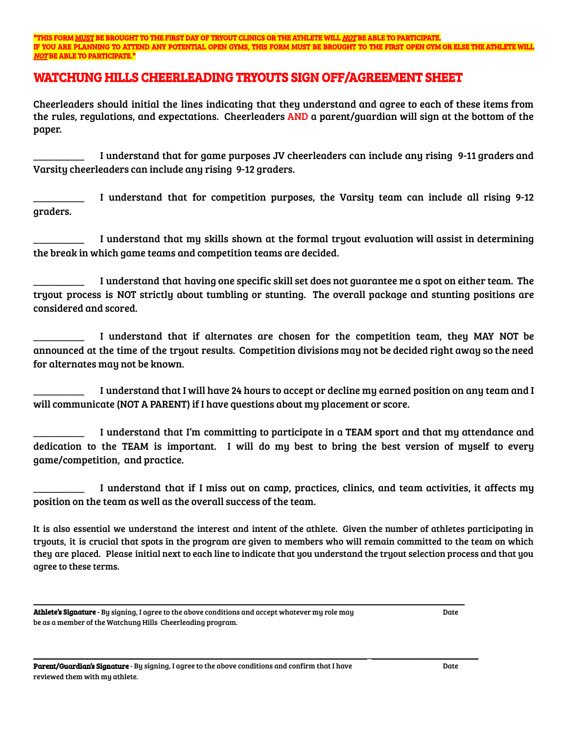**\*THIS FORM MUST BE BROUGHT TO THE FIRST DAY OF TRYOUT CLINICS OR THE ATHLETE WILL *NOT* BE ABLE TO PARTICIPATE. IF YOU ARE PLANNING TO ATTEND ANY POTENTIAL OPEN GYMS, THIS FORM MUST BE BROUGHT TO THE FIRST OPEN GYM OR ELSE THE ATHLETE WILL *NOT* BE ABLE TO PARTICIPATE.\***

# WATCHUNG HILLS CHEERLEADING TRYOUTS SIGN OFF/AGREEMENT SHEET

Cheerleaders should initial the lines indicating that they understand and agree to each of these items from the rules, regulations, and expectations. Cheerleaders AND a parent/guardian will sign at the bottom of the paper.

__________ I understand that for game purposes JV cheerleaders can include any rising 9-11 graders and Varsity cheerleaders can include any rising 9-12 graders.

__________ I understand that for competition purposes, the Varsity team can include all rising 9-12 graders.

__________ I understand that my skills shown at the formal tryout evaluation will assist in determining the break in which game teams and competition teams are decided.

__________ I understand that having one specific skill set does not guarantee me a spot on either team. The tryout process is NOT strictly about tumbling or stunting. The overall package and stunting positions are considered and scored.

__________ I understand that if alternates are chosen for the competition team, they MAY NOT be announced at the time of the tryout results. Competition divisions may not be decided right away so the need for alternates may not be known.

__________ I understand that I will have 24 hours to accept or decline my earned position on any team and I will communicate (NOT A PARENT) if I have questions about my placement or score.

__________ I understand that I'm committing to participate in a TEAM sport and that my attendance and dedication to the TEAM is important. I will do my best to bring the best version of myself to every game/competition, and practice.

__________ I understand that if I miss out on camp, practices, clinics, and team activities, it affects my position on the team as well as the overall success of the team.

It is also essential we understand the interest and intent of the athlete. Given the number of athletes participating in tryouts, it is crucial that spots in the program are given to members who will remain committed to the team on which they are placed. Please initial next to each line to indicate that you understand the tryout selection process and that you agree to these terms.

_______________________________________________________________________________

**Athlete's Signature** - By signing, I agree to the above conditions and accept whatever my role may be as a member of the Watchung Hills Cheerleading program. Date

_______________________________________________________________________________

**Parent/Guardian's Signature** - By signing, I agree to the above conditions and confirm that I have reviewed them with my athlete. Date